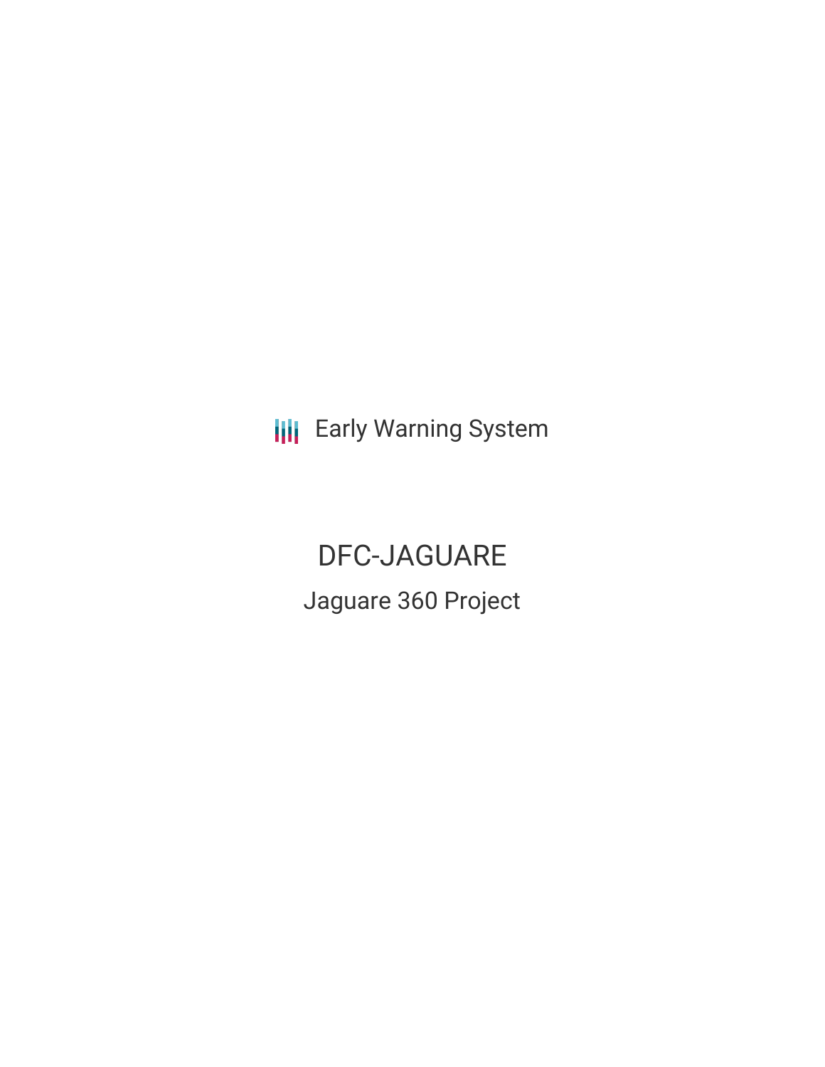Early Warning System

# DFC-JAGUARE

## Jaguare 360 Project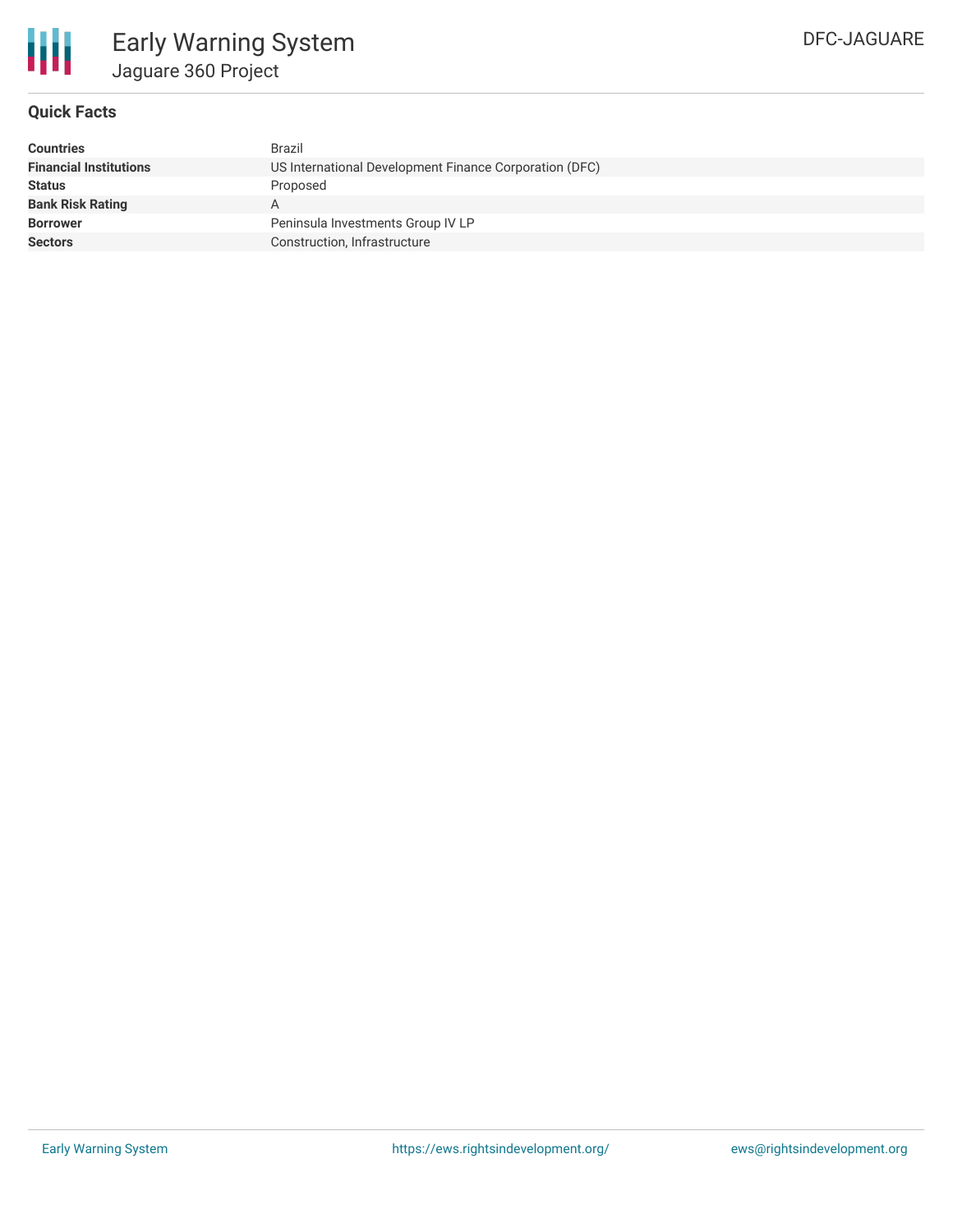## Quick Facts

| | |
|---|---|
| **Countries** | Brazil |
| **Financial Institutions** | US International Development Finance Corporation (DFC) |
| **Status** | Proposed |
| **Bank Risk Rating** | A |
| **Borrower** | Peninsula Investments Group IV LP |
| **Sectors** | Construction, Infrastructure |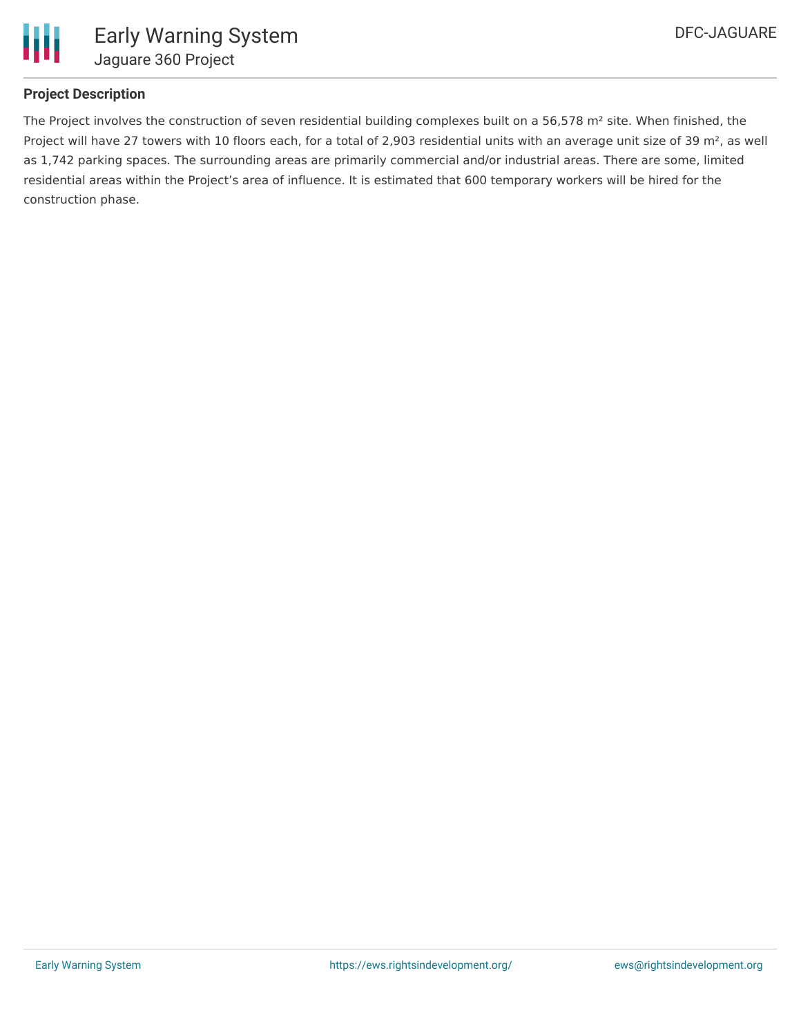**Project Description**

The Project involves the construction of seven residential building complexes built on a 56,578 m² site. When finished, the Project will have 27 towers with 10 floors each, for a total of 2,903 residential units with an average unit size of 39 m², as well as 1,742 parking spaces. The surrounding areas are primarily commercial and/or industrial areas. There are some, limited residential areas within the Project's area of influence. It is estimated that 600 temporary workers will be hired for the construction phase.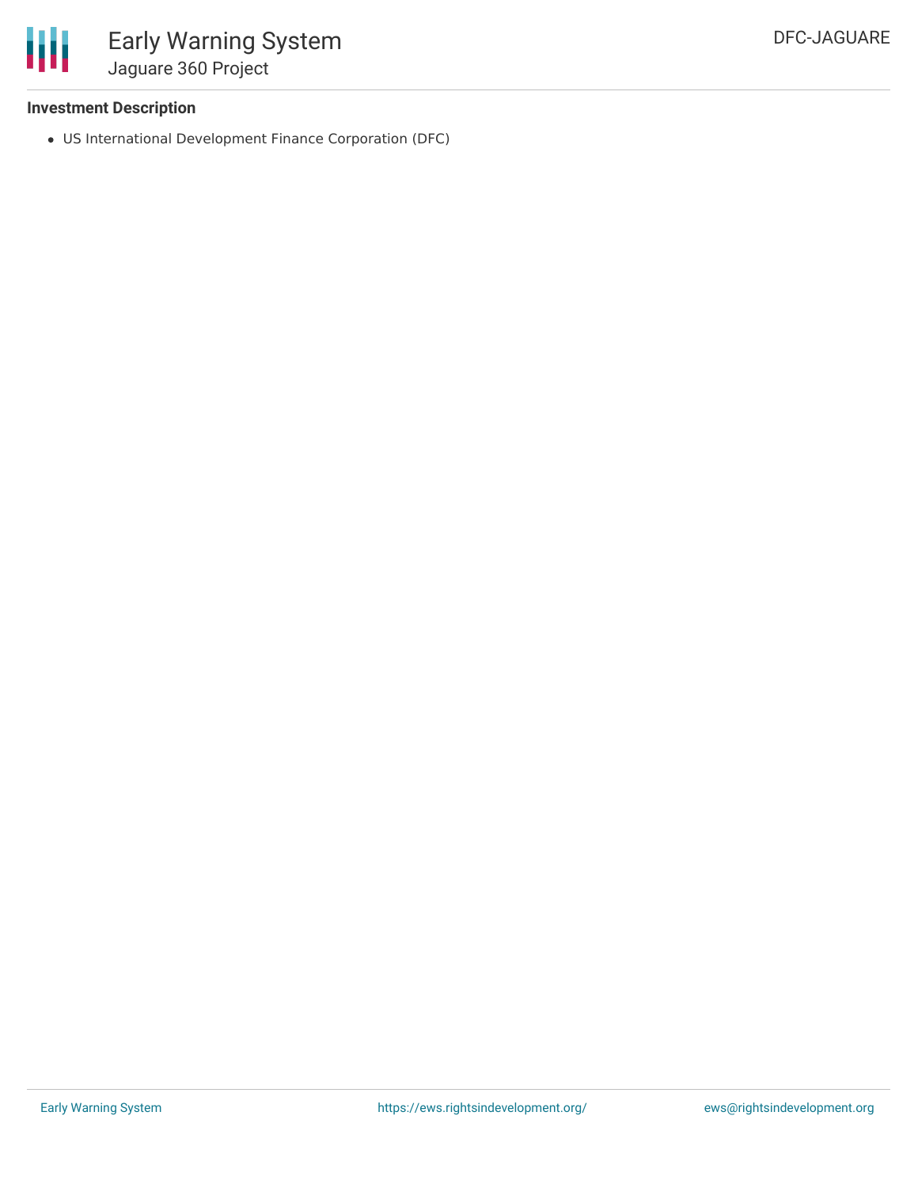**Investment Description**

- US International Development Finance Corporation (DFC)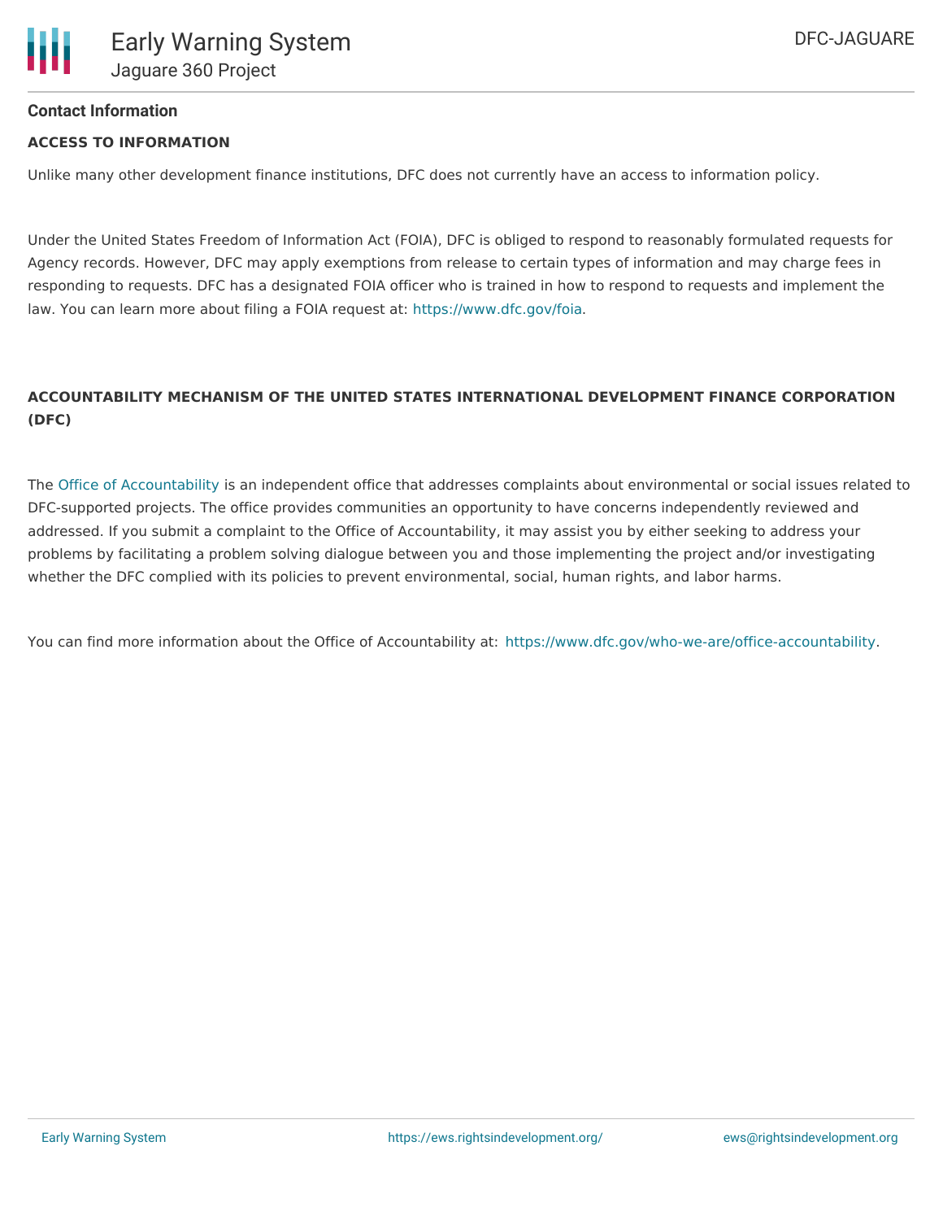## Contact Information

**ACCESS TO INFORMATION**

Unlike many other development finance institutions, DFC does not currently have an access to information policy.

Under the United States Freedom of Information Act (FOIA), DFC is obliged to respond to reasonably formulated requests for Agency records. However, DFC may apply exemptions from release to certain types of information and may charge fees in responding to requests. DFC has a designated FOIA officer who is trained in how to respond to requests and implement the law. You can learn more about filing a FOIA request at: https://www.dfc.gov/foia.

**ACCOUNTABILITY MECHANISM OF THE UNITED STATES INTERNATIONAL DEVELOPMENT FINANCE CORPORATION (DFC)**

The Office of Accountability is an independent office that addresses complaints about environmental or social issues related to DFC-supported projects. The office provides communities an opportunity to have concerns independently reviewed and addressed. If you submit a complaint to the Office of Accountability, it may assist you by either seeking to address your problems by facilitating a problem solving dialogue between you and those implementing the project and/or investigating whether the DFC complied with its policies to prevent environmental, social, human rights, and labor harms.

You can find more information about the Office of Accountability at: https://www.dfc.gov/who-we-are/office-accountability.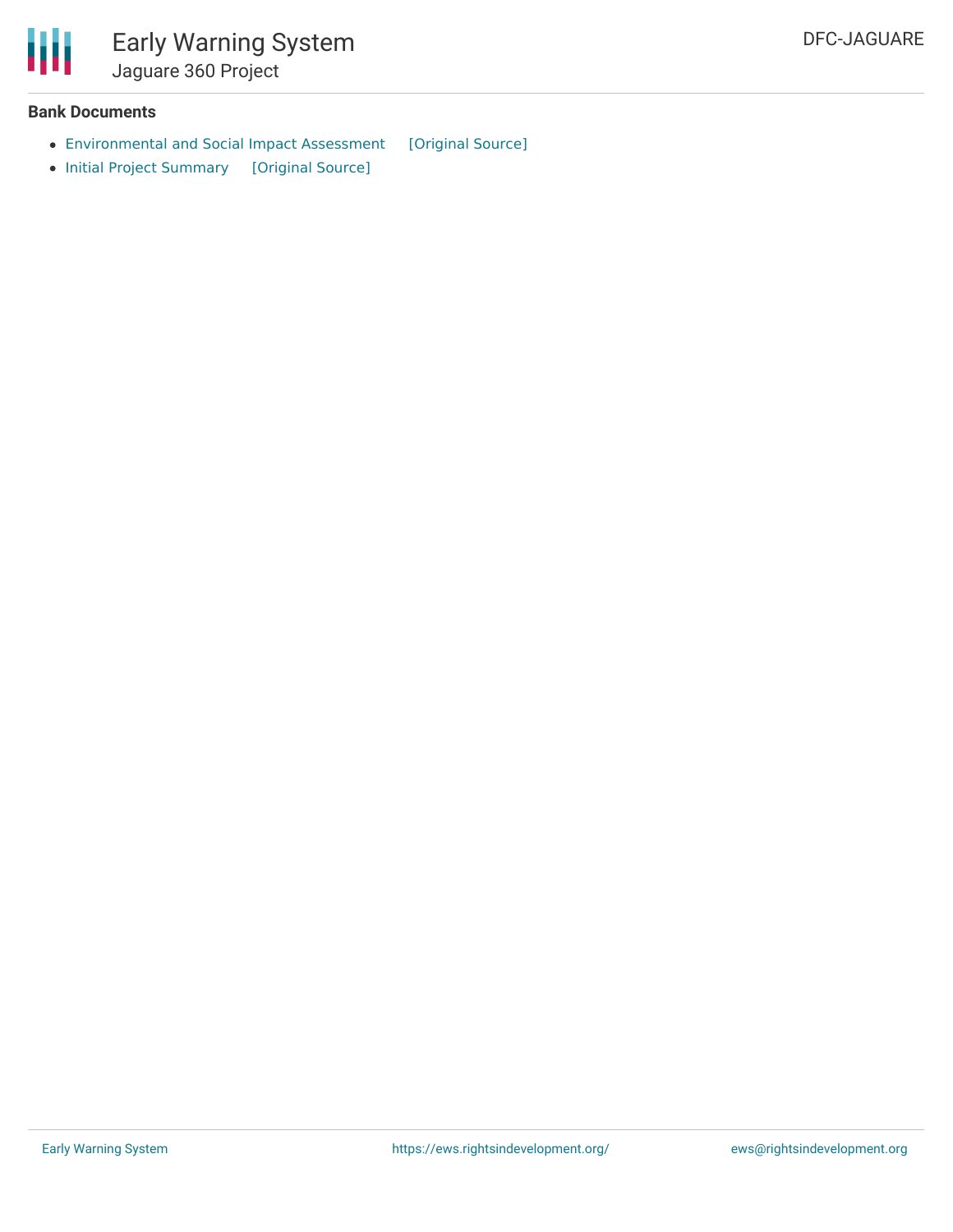**Bank Documents**

- Environmental and Social Impact Assessment [Original Source]
- Initial Project Summary [Original Source]